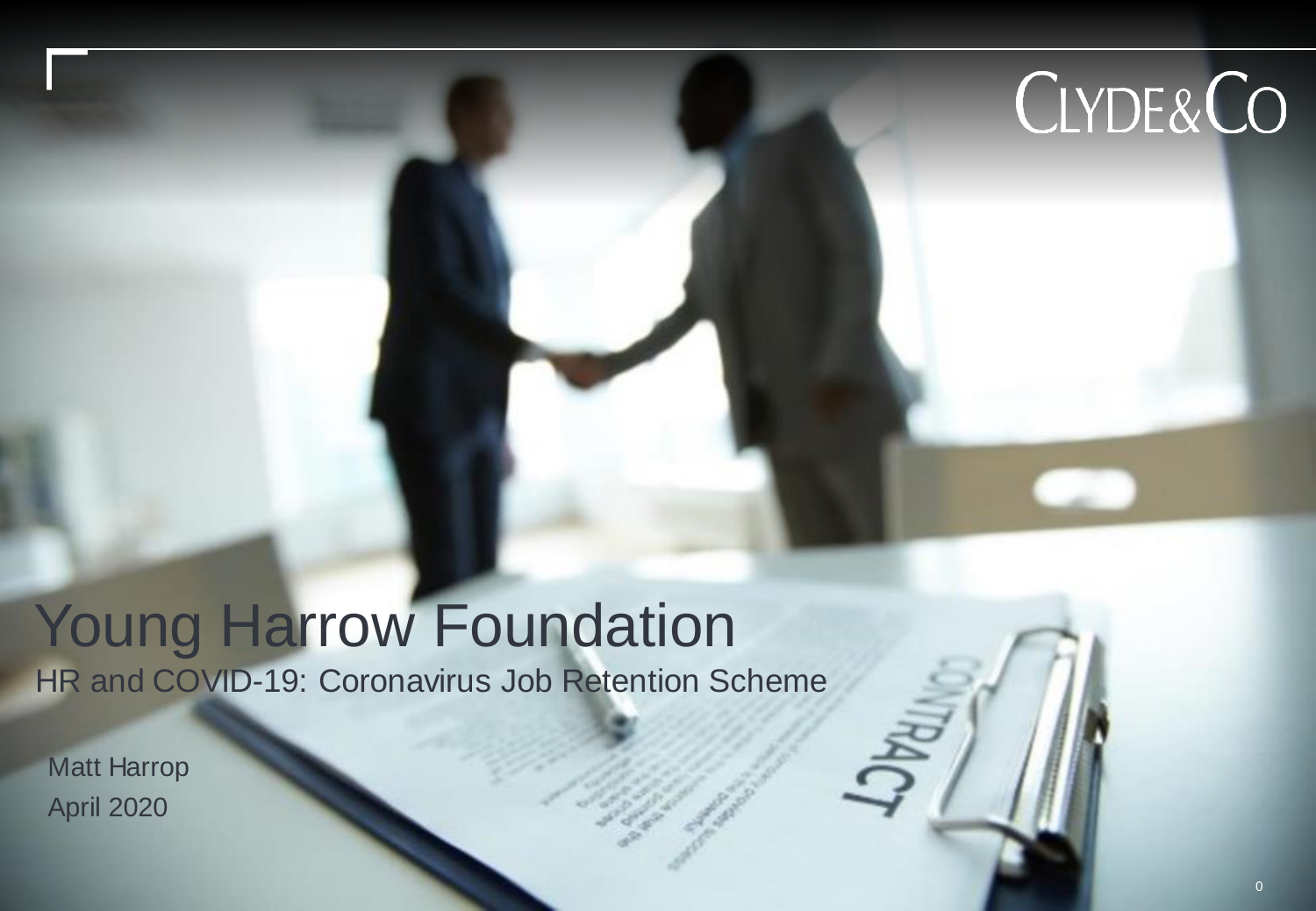# Young Harrow Foundation

## HR and COVID-19: Coronavirus Job Retention Scheme

Matt Harrop

April 2020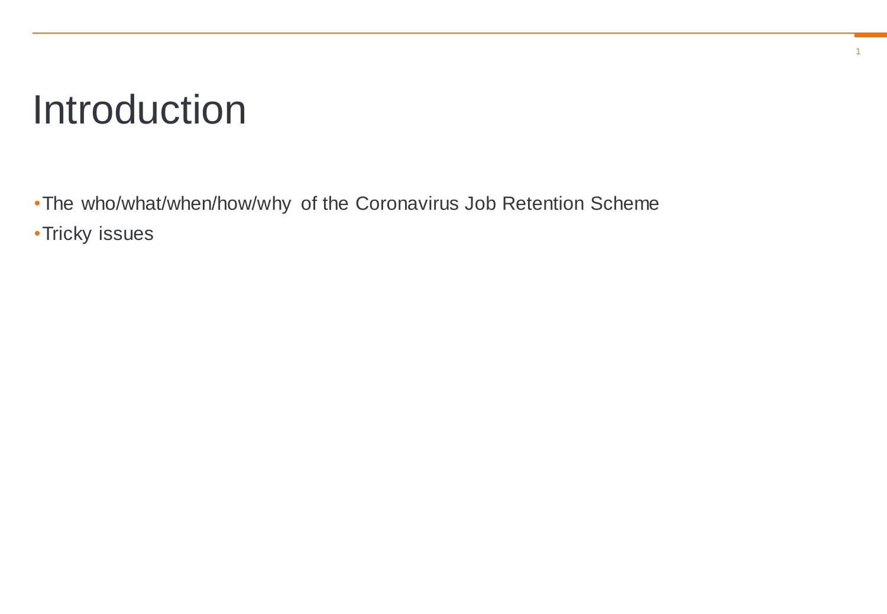# Introduction

- The who/what/when/how/why of the Coronavirus Job Retention Scheme
- Tricky issues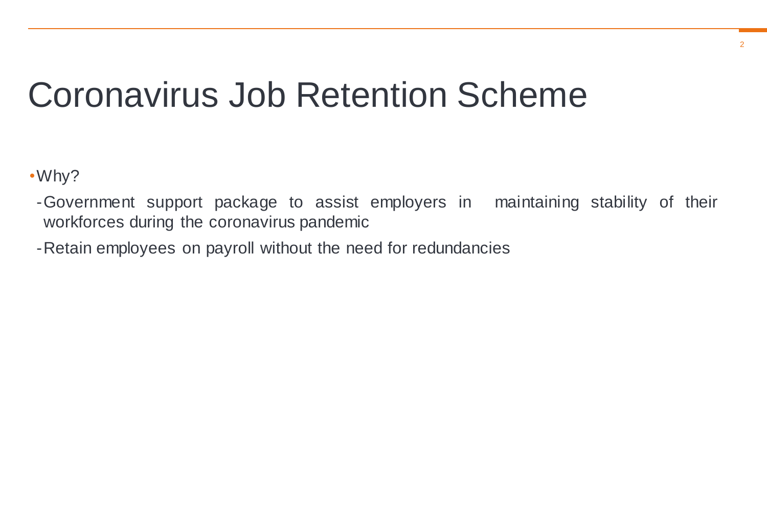# Coronavirus Job Retention Scheme

- Why?
  - Government support package to assist employers in maintaining stability of their workforces during the coronavirus pandemic
  - Retain employees on payroll without the need for redundancies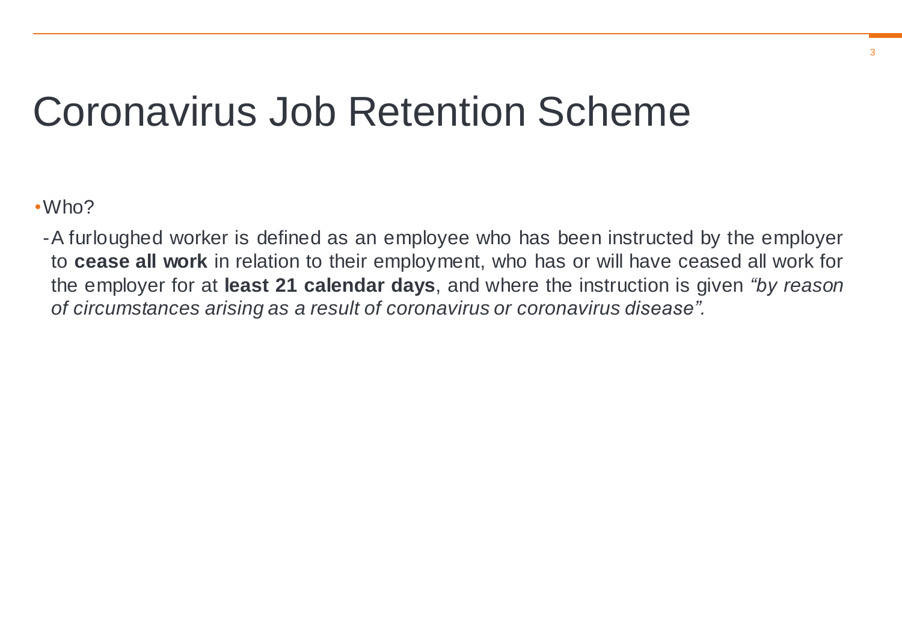# Coronavirus Job Retention Scheme

- Who?
  - A furloughed worker is defined as an employee who has been instructed by the employer to **cease all work** in relation to their employment, who has or will have ceased all work for the employer for at **least 21 calendar days**, and where the instruction is given *"by reason of circumstances arising as a result of coronavirus or coronavirus disease".*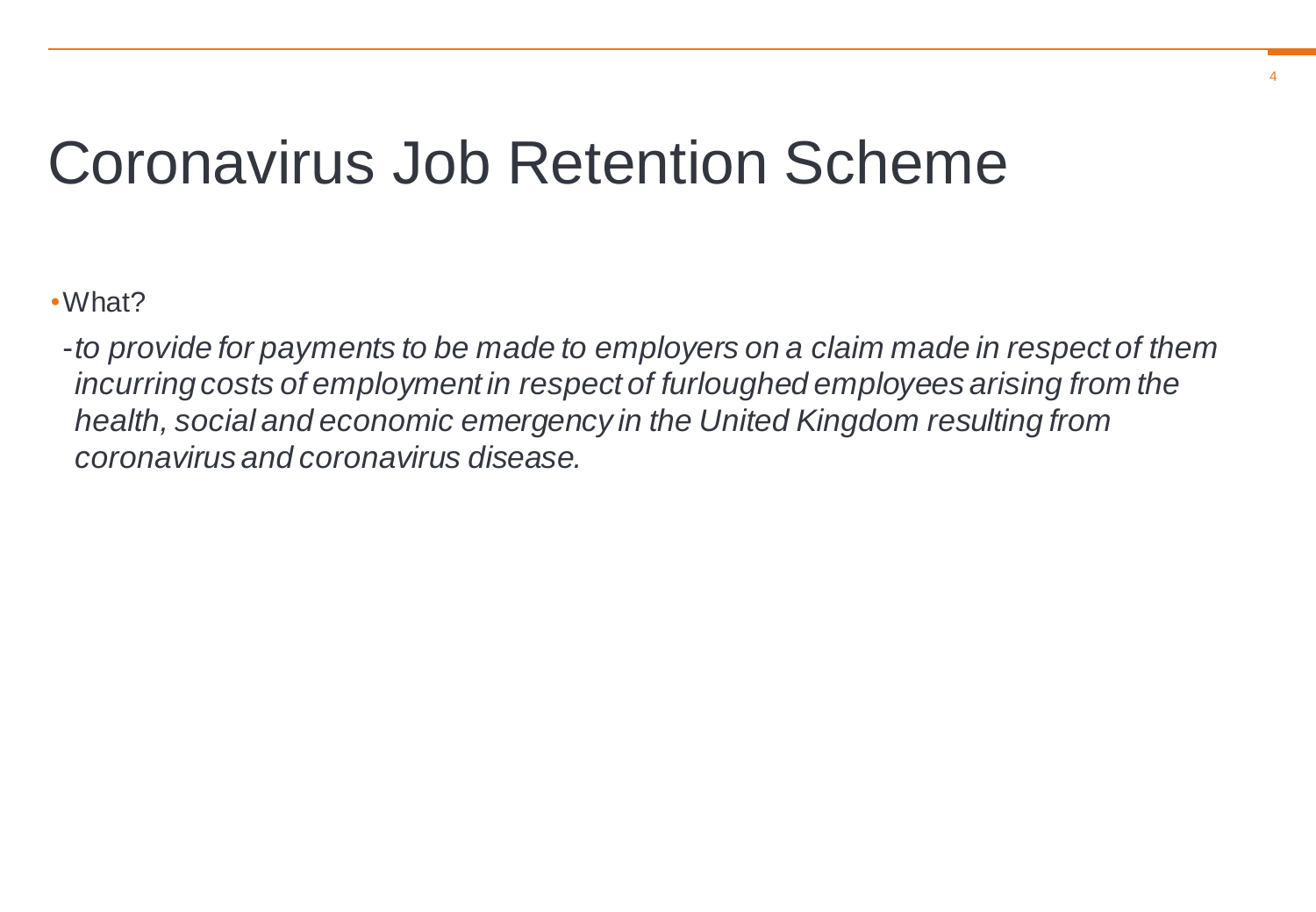# Coronavirus Job Retention Scheme

- What?
  - *to provide for payments to be made to employers on a claim made in respect of them incurring costs of employment in respect of furloughed employees arising from the health, social and economic emergency in the United Kingdom resulting from coronavirus and coronavirus disease.*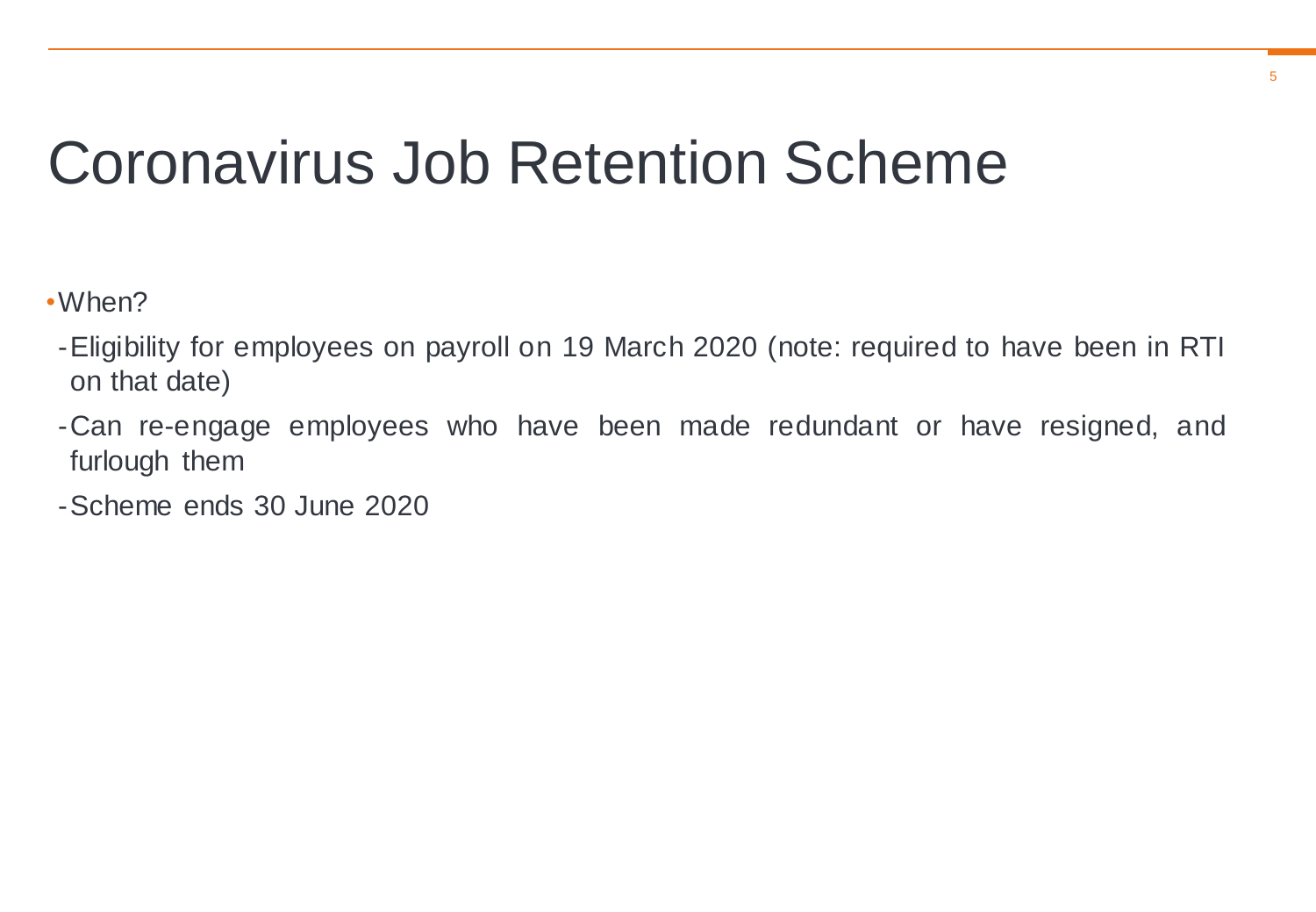# Coronavirus Job Retention Scheme

- When?
  - Eligibility for employees on payroll on 19 March 2020 (note: required to have been in RTI on that date)
  - Can re-engage employees who have been made redundant or have resigned, and furlough them
  - Scheme ends 30 June 2020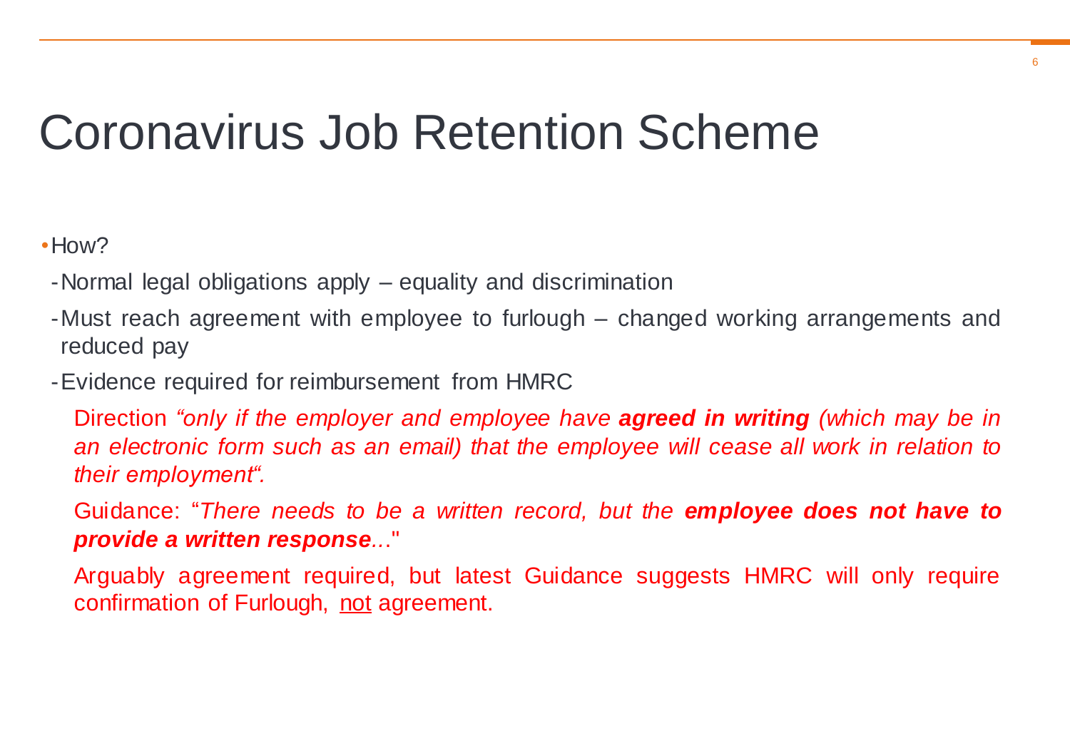# Coronavirus Job Retention Scheme

- How?
  - Normal legal obligations apply – equality and discrimination
  - Must reach agreement with employee to furlough – changed working arrangements and reduced pay
  - Evidence required for reimbursement from HMRC

    Direction *“only if the employer and employee have **agreed in writing** (which may be in an electronic form such as an email) that the employee will cease all work in relation to their employment“.*

    Guidance: “*There needs to be a written record, but the **employee does not have to provide a written response**...*"

    Arguably agreement required, but latest Guidance suggests HMRC will only require confirmation of Furlough, <u>not</u> agreement.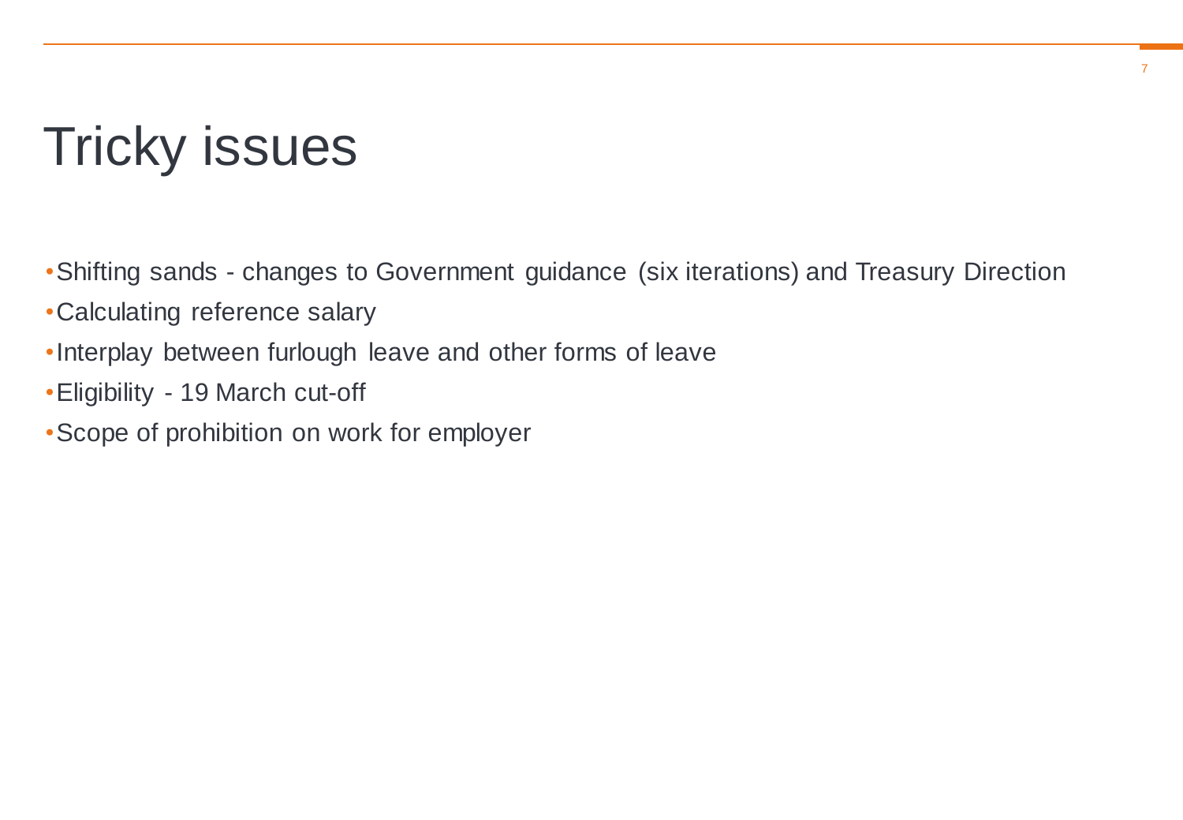# Tricky issues

- Shifting sands - changes to Government guidance (six iterations) and Treasury Direction
- Calculating reference salary
- Interplay between furlough leave and other forms of leave
- Eligibility - 19 March cut-off
- Scope of prohibition on work for employer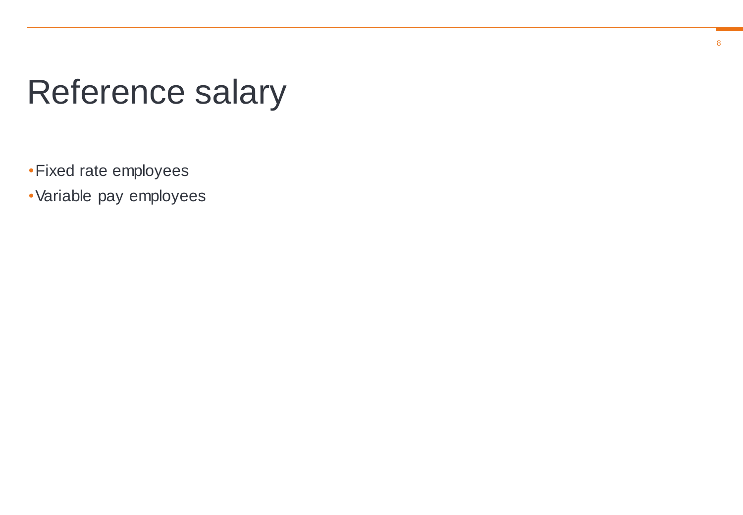# Reference salary

- Fixed rate employees
- Variable pay employees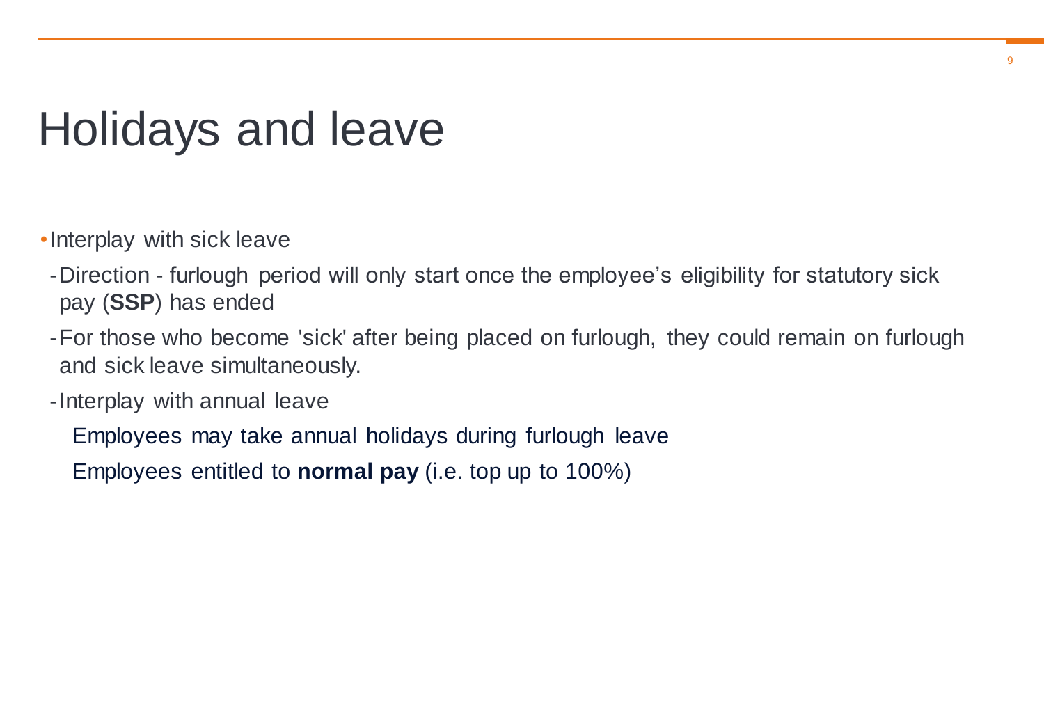# Holidays and leave

- Interplay with sick leave
  - Direction - furlough period will only start once the employee's eligibility for statutory sick pay (**SSP**) has ended
  - For those who become 'sick' after being placed on furlough, they could remain on furlough and sick leave simultaneously.
  - Interplay with annual leave

    Employees may take annual holidays during furlough leave

    Employees entitled to **normal pay** (i.e. top up to 100%)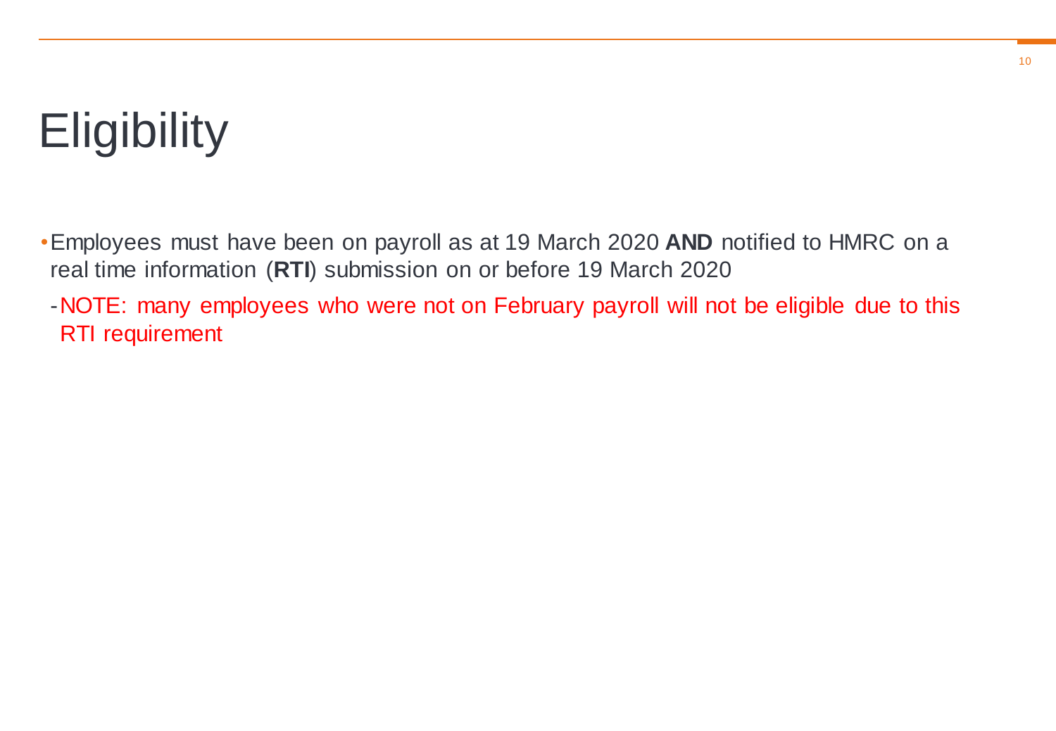# Eligibility

- Employees must have been on payroll as at 19 March 2020 **AND** notified to HMRC on a real time information (**RTI**) submission on or before 19 March 2020
  - NOTE: many employees who were not on February payroll will not be eligible due to this RTI requirement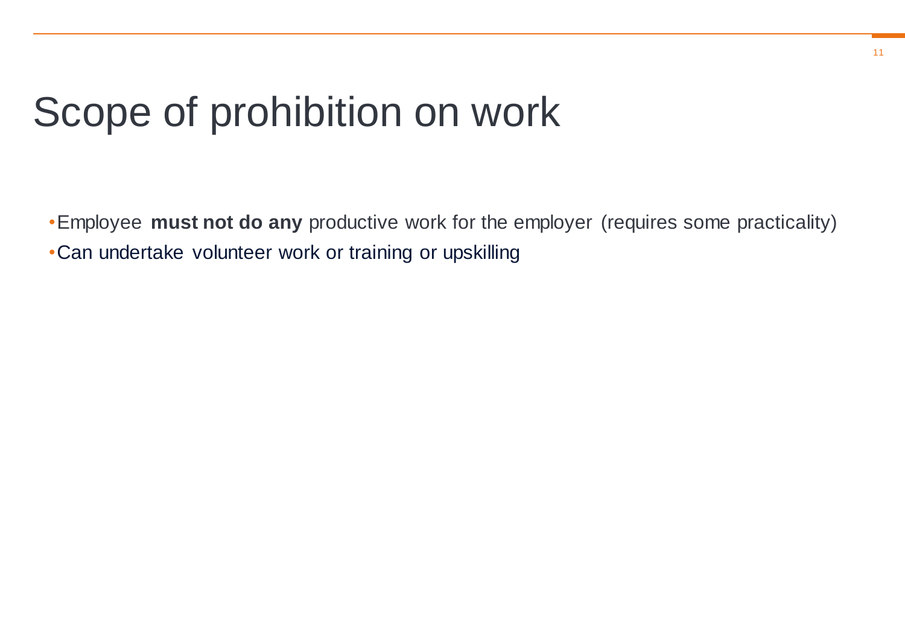# Scope of prohibition on work

- Employee **must not do any** productive work for the employer (requires some practicality)
- Can undertake volunteer work or training or upskilling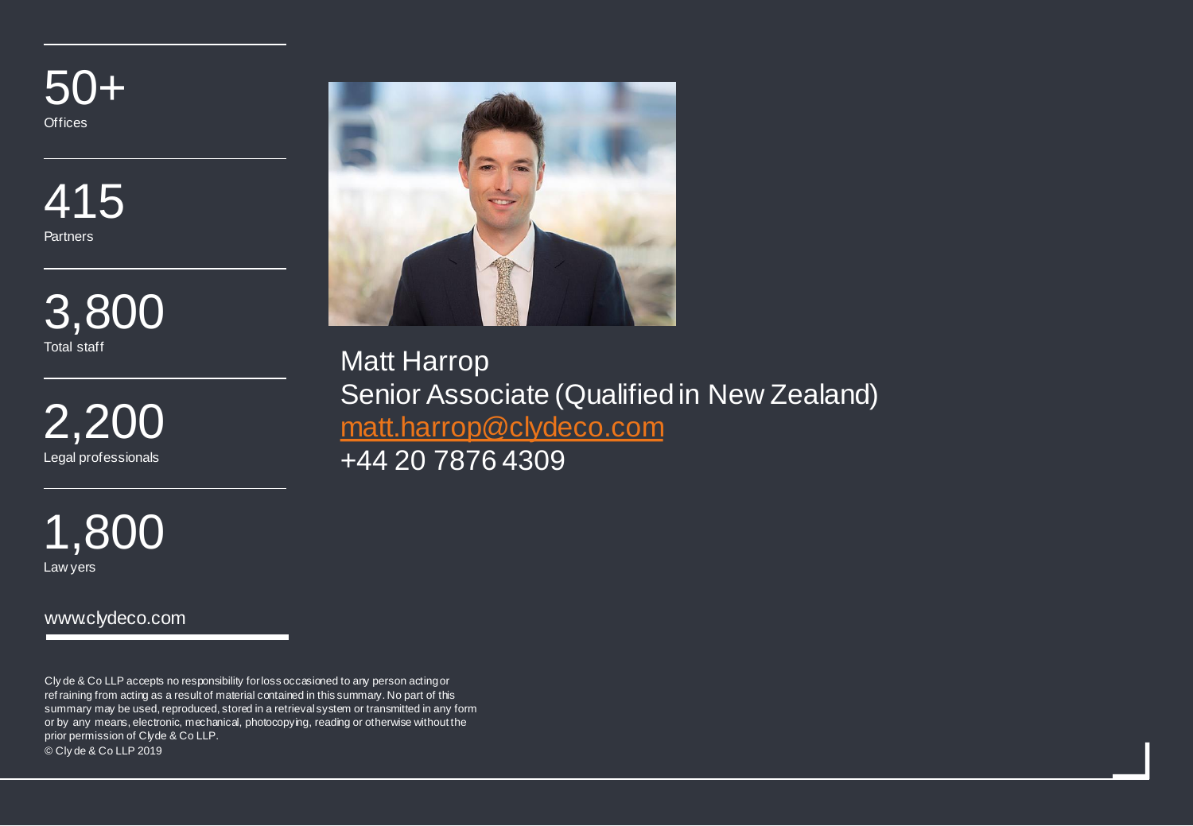50+
Offices

415
Partners

3,800
Total staff

2,200
Legal professionals

1,800
Lawyers

www.clydeco.com

Matt Harrop
Senior Associate (Qualified in New Zealand)
matt.harrop@clydeco.com
+44 20 7876 4309

Clyde & Co LLP accepts no responsibility for loss occasioned to any person acting or refraining from acting as a result of material contained in this summary. No part of this summary may be used, reproduced, stored in a retrieval system or transmitted in any form or by any means, electronic, mechanical, photocopying, reading or otherwise without the prior permission of Clyde & Co LLP.

© Clyde & Co LLP 2019